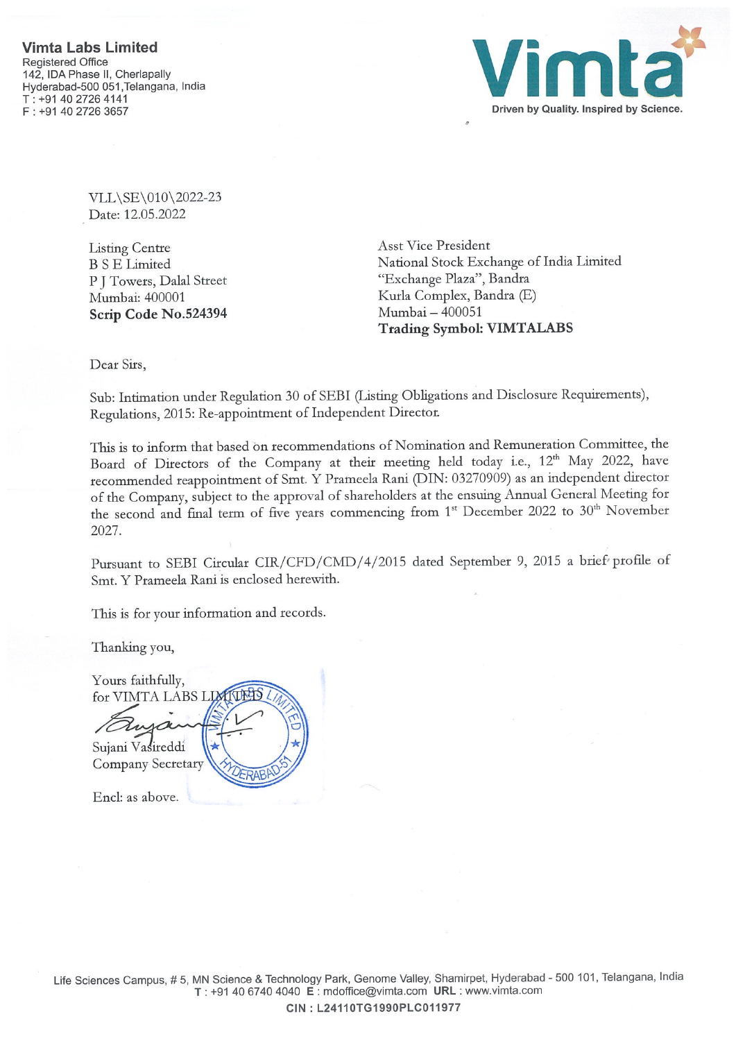**Vimta Labs Limited**
Registered Office
142, IDA Phase II, Cherlapally
Hyderabad-500 051,Telangana, India
T : +91 40 2726 4141
F : +91 40 2726 3657

**Vimta**
**Driven by Quality. Inspired by Science.**

VLL\SE\010\2022-23
Date: 12.05.2022

Listing Centre
B S E Limited
P J Towers, Dalal Street
Mumbai: 400001
**Scrip Code No.524394**

Asst Vice President
National Stock Exchange of India Limited
"Exchange Plaza", Bandra
Kurla Complex, Bandra (E)
Mumbai – 400051
**Trading Symbol: VIMTALABS**

Dear Sirs,

Sub: Intimation under Regulation 30 of SEBI (Listing Obligations and Disclosure Requirements), Regulations, 2015: Re-appointment of Independent Director.

This is to inform that based on recommendations of Nomination and Remuneration Committee, the Board of Directors of the Company at their meeting held today i.e., 12th May 2022, have recommended reappointment of Smt. Y Prameela Rani (DIN: 03270909) as an independent director of the Company, subject to the approval of shareholders at the ensuing Annual General Meeting for the second and final term of five years commencing from 1st December 2022 to 30th November 2027.

Pursuant to SEBI Circular CIR/CFD/CMD/4/2015 dated September 9, 2015 a brief profile of Smt. Y Prameela Rani is enclosed herewith.

This is for your information and records.

Thanking you,

Yours faithfully,
for VIMTA LABS LIMITED

Sujani Vasireddi
Company Secretary

Encl: as above.

Life Sciences Campus, # 5, MN Science & Technology Park, Genome Valley, Shamirpet, Hyderabad - 500 101, Telangana, India
T : +91 40 6740 4040 E : mdoffice@vimta.com URL : www.vimta.com
CIN : L24110TG1990PLC011977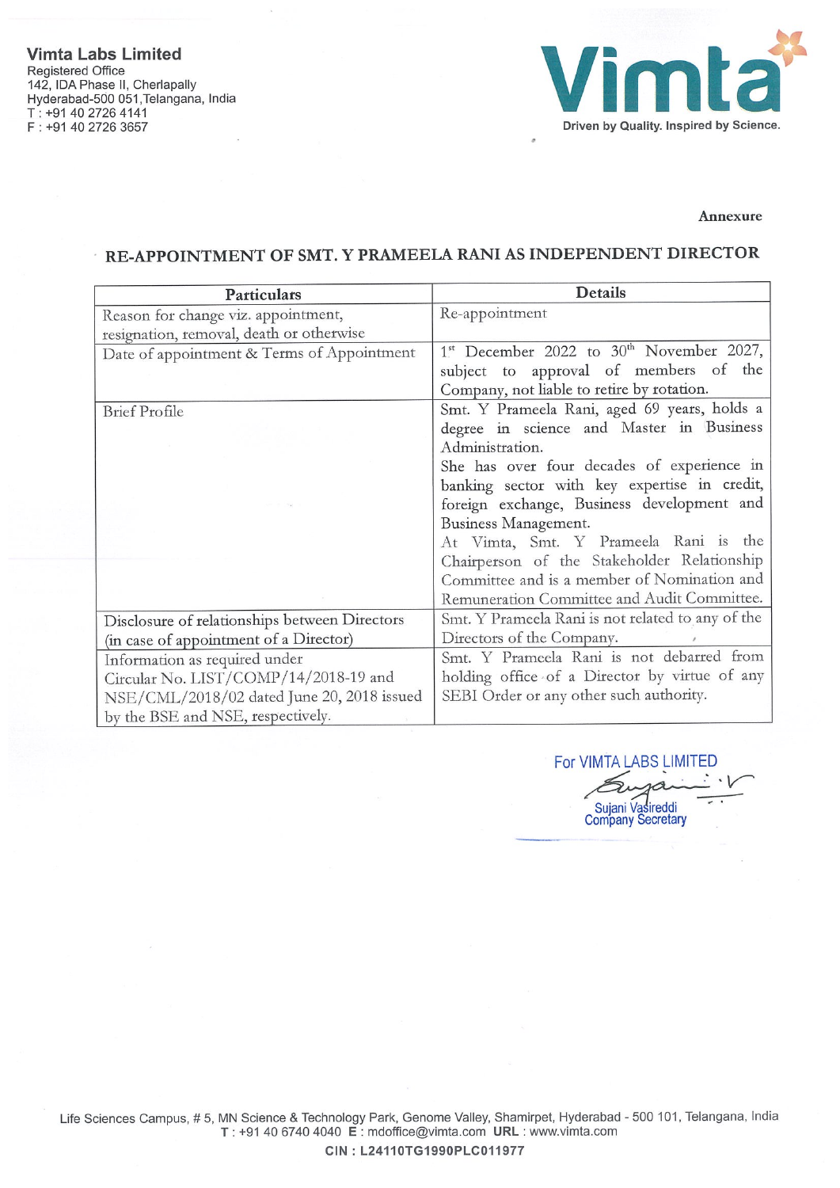**Vimta Labs Limited**
Registered Office
142, IDA Phase II, Cherlapally
Hyderabad-500 051, Telangana, India
T : +91 40 2726 4141
F : +91 40 2726 3657

Vimta
Driven by Quality. Inspired by Science.

**Annexure**

## RE-APPOINTMENT OF SMT. Y PRAMEELA RANI AS INDEPENDENT DIRECTOR

| Particulars | Details |
|---|---|
| Reason for change viz. appointment, resignation, removal, death or otherwise | Re-appointment |
| Date of appointment & Terms of Appointment | 1st December 2022 to 30th November 2027, subject to approval of members of the Company, not liable to retire by rotation. |
| Brief Profile | Smt. Y Prameela Rani, aged 69 years, holds a degree in science and Master in Business Administration.<br>She has over four decades of experience in banking sector with key expertise in credit, foreign exchange, Business development and Business Management.<br>At Vimta, Smt. Y Prameela Rani is the Chairperson of the Stakeholder Relationship Committee and is a member of Nomination and Remuneration Committee and Audit Committee. |
| Disclosure of relationships between Directors (in case of appointment of a Director) | Smt. Y Prameela Rani is not related to any of the Directors of the Company. |
| Information as required under Circular No. LIST/COMP/14/2018-19 and NSE/CML/2018/02 dated June 20, 2018 issued by the BSE and NSE, respectively. | Smt. Y Prameela Rani is not debarred from holding office of a Director by virtue of any SEBI Order or any other such authority. |

For VIMTA LABS LIMITED

Sujani Vasireddi
Company Secretary

Life Sciences Campus, # 5, MN Science & Technology Park, Genome Valley, Shamirpet, Hyderabad - 500 101, Telangana, India
T : +91 40 6740 4040 E : mdoffice@vimta.com URL : www.vimta.com
CIN : L24110TG1990PLC011977